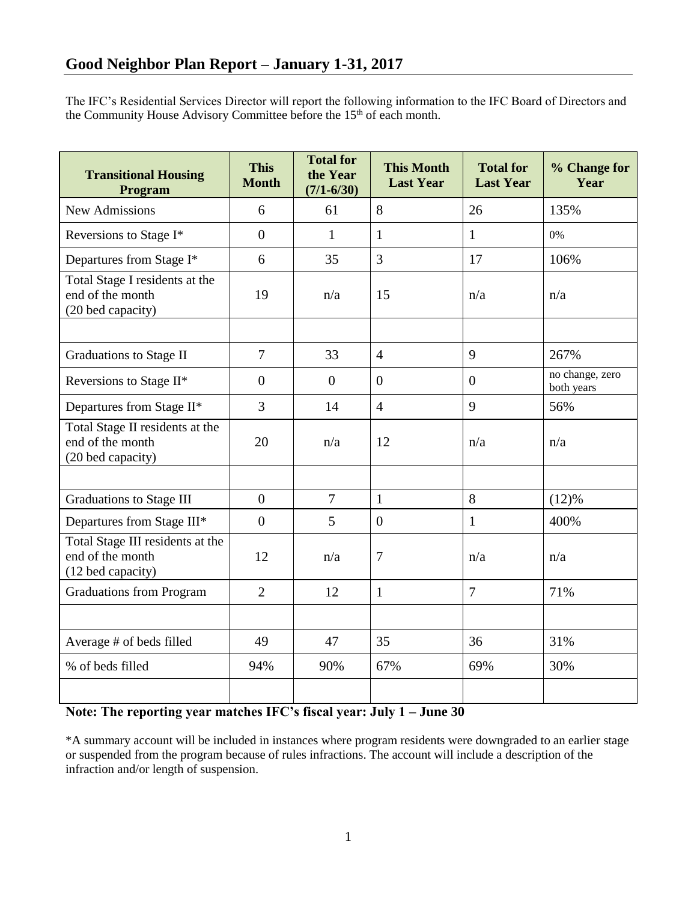# Good Neighbor Plan Report – January 1-31, 2017

The IFC's Residential Services Director will report the following information to the IFC Board of Directors and the Community House Advisory Committee before the 15[th] of each month.

| Transitional Housing Program | This Month | Total for the Year (7/1-6/30) | This Month Last Year | Total for Last Year | % Change for Year |
|---|---|---|---|---|---|
| New Admissions | 6 | 61 | 8 | 26 | 135% |
| Reversions to Stage I* | 0 | 1 | 1 | 1 | 0% |
| Departures from Stage I* | 6 | 35 | 3 | 17 | 106% |
| Total Stage I residents at the end of the month (20 bed capacity) | 19 | n/a | 15 | n/a | n/a |
| | | | | | |
| Graduations to Stage II | 7 | 33 | 4 | 9 | 267% |
| Reversions to Stage II* | 0 | 0 | 0 | 0 | no change, zero both years |
| Departures from Stage II* | 3 | 14 | 4 | 9 | 56% |
| Total Stage II residents at the end of the month (20 bed capacity) | 20 | n/a | 12 | n/a | n/a |
| | | | | | |
| Graduations to Stage III | 0 | 7 | 1 | 8 | (12)% |
| Departures from Stage III* | 0 | 5 | 0 | 1 | 400% |
| Total Stage III residents at the end of the month (12 bed capacity) | 12 | n/a | 7 | n/a | n/a |
| Graduations from Program | 2 | 12 | 1 | 7 | 71% |
| | | | | | |
| Average # of beds filled | 49 | 47 | 35 | 36 | 31% |
| % of beds filled | 94% | 90% | 67% | 69% | 30% |
| | | | | | |

**Note: The reporting year matches IFC's fiscal year: July 1 – June 30**

*A summary account will be included in instances where program residents were downgraded to an earlier stage or suspended from the program because of rules infractions. The account will include a description of the infraction and/or length of suspension.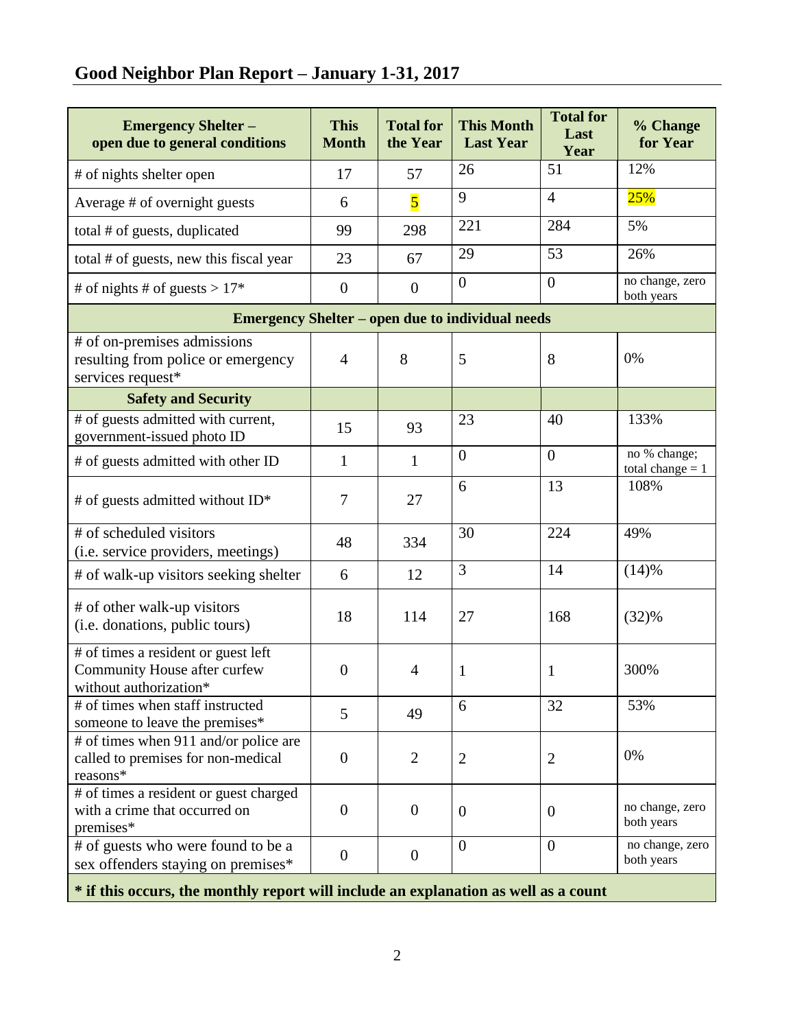## Good Neighbor Plan Report – January 1-31, 2017

| Emergency Shelter – open due to general conditions | This Month | Total for the Year | This Month Last Year | Total for Last Year | % Change for Year |
|---|---|---|---|---|---|
| # of nights shelter open | 17 | 57 | 26 | 51 | 12% |
| Average # of overnight guests | 6 | 5 | 9 | 4 | 25% |
| total # of guests, duplicated | 99 | 298 | 221 | 284 | 5% |
| total # of guests, new this fiscal year | 23 | 67 | 29 | 53 | 26% |
| # of nights # of guests > 17* | 0 | 0 | 0 | 0 | no change, zero both years |
| **Emergency Shelter – open due to individual needs** | | | | | |
| # of on-premises admissions resulting from police or emergency services request* | 4 | 8 | 5 | 8 | 0% |
| **Safety and Security** | | | | | |
| # of guests admitted with current, government-issued photo ID | 15 | 93 | 23 | 40 | 133% |
| # of guests admitted with other ID | 1 | 1 | 0 | 0 | no % change; total change = 1 |
| # of guests admitted without ID* | 7 | 27 | 6 | 13 | 108% |
| # of scheduled visitors (i.e. service providers, meetings) | 48 | 334 | 30 | 224 | 49% |
| # of walk-up visitors seeking shelter | 6 | 12 | 3 | 14 | (14)% |
| # of other walk-up visitors (i.e. donations, public tours) | 18 | 114 | 27 | 168 | (32)% |
| # of times a resident or guest left Community House after curfew without authorization* | 0 | 4 | 1 | 1 | 300% |
| # of times when staff instructed someone to leave the premises* | 5 | 49 | 6 | 32 | 53% |
| # of times when 911 and/or police are called to premises for non-medical reasons* | 0 | 2 | 2 | 2 | 0% |
| # of times a resident or guest charged with a crime that occurred on premises* | 0 | 0 | 0 | 0 | no change, zero both years |
| # of guests who were found to be a sex offenders staying on premises* | 0 | 0 | 0 | 0 | no change, zero both years |

**\* if this occurs, the monthly report will include an explanation as well as a count**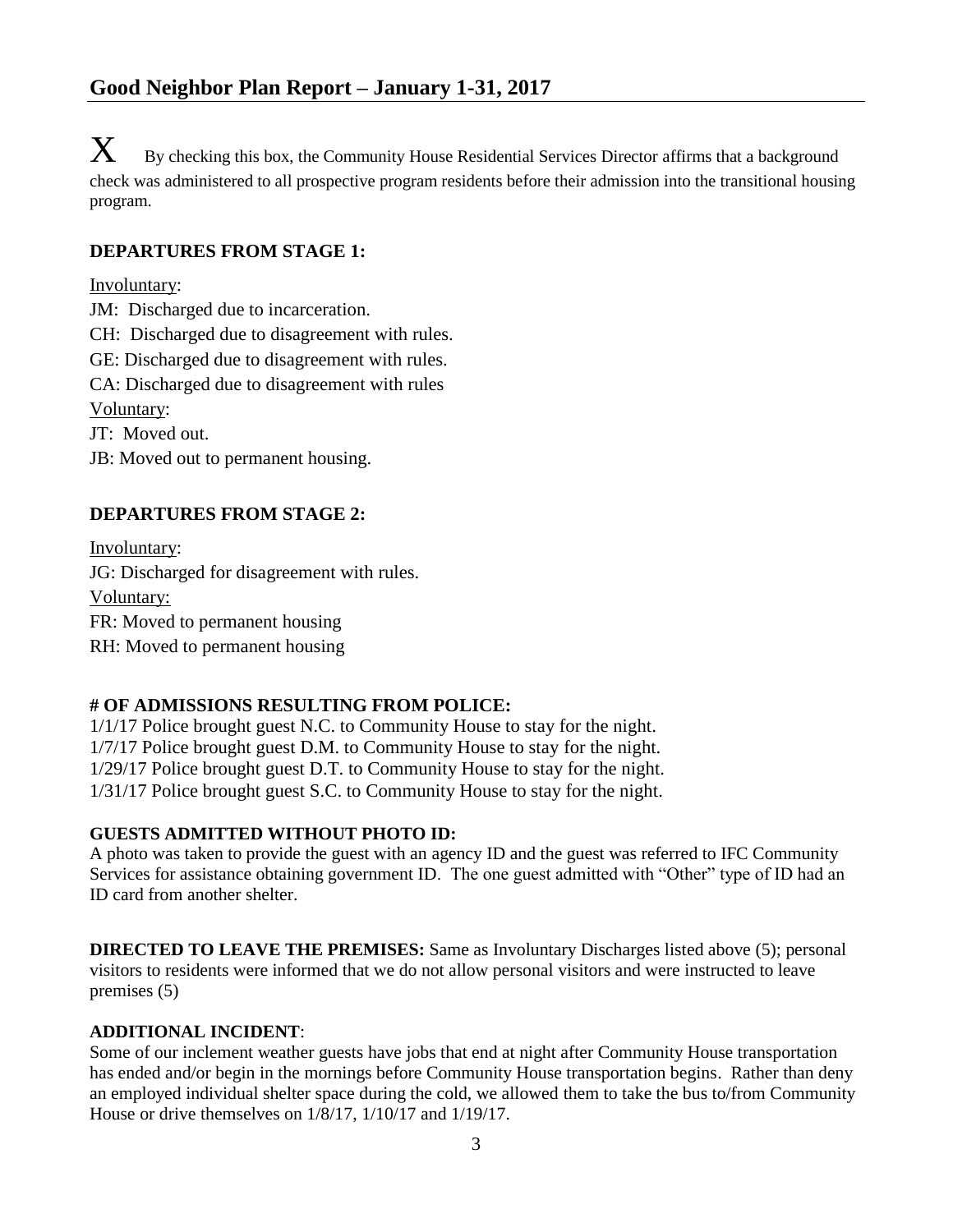## Good Neighbor Plan Report – January 1-31, 2017

X By checking this box, the Community House Residential Services Director affirms that a background check was administered to all prospective program residents before their admission into the transitional housing program.

### DEPARTURES FROM STAGE 1:

Involuntary:

JM: Discharged due to incarceration.

CH: Discharged due to disagreement with rules.

GE: Discharged due to disagreement with rules.

CA: Discharged due to disagreement with rules

Voluntary:

JT: Moved out.

JB: Moved out to permanent housing.

### DEPARTURES FROM STAGE 2:

Involuntary:

JG: Discharged for disagreement with rules.

Voluntary:

FR: Moved to permanent housing

RH: Moved to permanent housing

### # OF ADMISSIONS RESULTING FROM POLICE:

1/1/17 Police brought guest N.C. to Community House to stay for the night.
1/7/17 Police brought guest D.M. to Community House to stay for the night.
1/29/17 Police brought guest D.T. to Community House to stay for the night.
1/31/17 Police brought guest S.C. to Community House to stay for the night.

### GUESTS ADMITTED WITHOUT PHOTO ID:

A photo was taken to provide the guest with an agency ID and the guest was referred to IFC Community Services for assistance obtaining government ID. The one guest admitted with "Other" type of ID had an ID card from another shelter.

**DIRECTED TO LEAVE THE PREMISES:** Same as Involuntary Discharges listed above (5); personal visitors to residents were informed that we do not allow personal visitors and were instructed to leave premises (5)

### ADDITIONAL INCIDENT:

Some of our inclement weather guests have jobs that end at night after Community House transportation has ended and/or begin in the mornings before Community House transportation begins. Rather than deny an employed individual shelter space during the cold, we allowed them to take the bus to/from Community House or drive themselves on 1/8/17, 1/10/17 and 1/19/17.